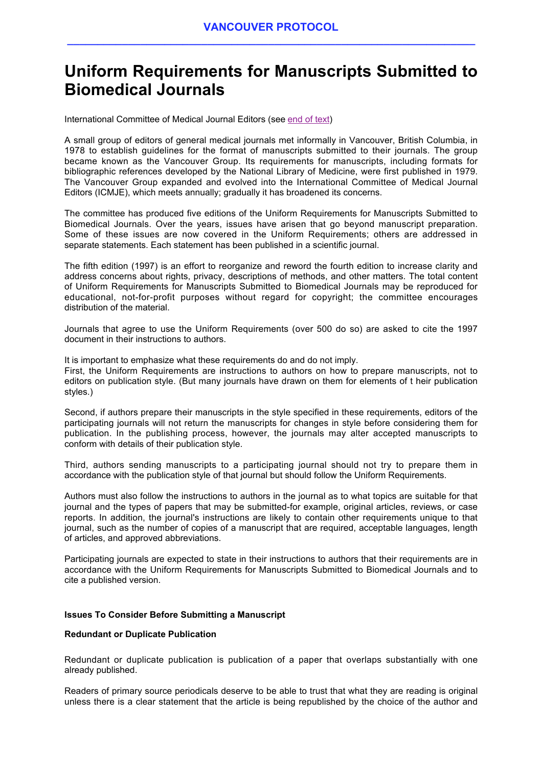# VANCOUVER PROTOCOL

# Uniform Requirements for Manuscripts Submitted to Biomedical Journals

International Committee of Medical Journal Editors (see end of text)

A small group of editors of general medical journals met informally in Vancouver, British Columbia, in 1978 to establish guidelines for the format of manuscripts submitted to their journals. The group became known as the Vancouver Group. Its requirements for manuscripts, including formats for bibliographic references developed by the National Library of Medicine, were first published in 1979. The Vancouver Group expanded and evolved into the International Committee of Medical Journal Editors (ICMJE), which meets annually; gradually it has broadened its concerns.

The committee has produced five editions of the Uniform Requirements for Manuscripts Submitted to Biomedical Journals. Over the years, issues have arisen that go beyond manuscript preparation. Some of these issues are now covered in the Uniform Requirements; others are addressed in separate statements. Each statement has been published in a scientific journal.

The fifth edition (1997) is an effort to reorganize and reword the fourth edition to increase clarity and address concerns about rights, privacy, descriptions of methods, and other matters. The total content of Uniform Requirements for Manuscripts Submitted to Biomedical Journals may be reproduced for educational, not-for-profit purposes without regard for copyright; the committee encourages distribution of the material.

Journals that agree to use the Uniform Requirements (over 500 do so) are asked to cite the 1997 document in their instructions to authors.

It is important to emphasize what these requirements do and do not imply.
First, the Uniform Requirements are instructions to authors on how to prepare manuscripts, not to editors on publication style. (But many journals have drawn on them for elements of t heir publication styles.)

Second, if authors prepare their manuscripts in the style specified in these requirements, editors of the participating journals will not return the manuscripts for changes in style before considering them for publication. In the publishing process, however, the journals may alter accepted manuscripts to conform with details of their publication style.

Third, authors sending manuscripts to a participating journal should not try to prepare them in accordance with the publication style of that journal but should follow the Uniform Requirements.

Authors must also follow the instructions to authors in the journal as to what topics are suitable for that journal and the types of papers that may be submitted-for example, original articles, reviews, or case reports. In addition, the journal's instructions are likely to contain other requirements unique to that journal, such as the number of copies of a manuscript that are required, acceptable languages, length of articles, and approved abbreviations.

Participating journals are expected to state in their instructions to authors that their requirements are in accordance with the Uniform Requirements for Manuscripts Submitted to Biomedical Journals and to cite a published version.

### Issues To Consider Before Submitting a Manuscript

#### Redundant or Duplicate Publication

Redundant or duplicate publication is publication of a paper that overlaps substantially with one already published.

Readers of primary source periodicals deserve to be able to trust that what they are reading is original unless there is a clear statement that the article is being republished by the choice of the author and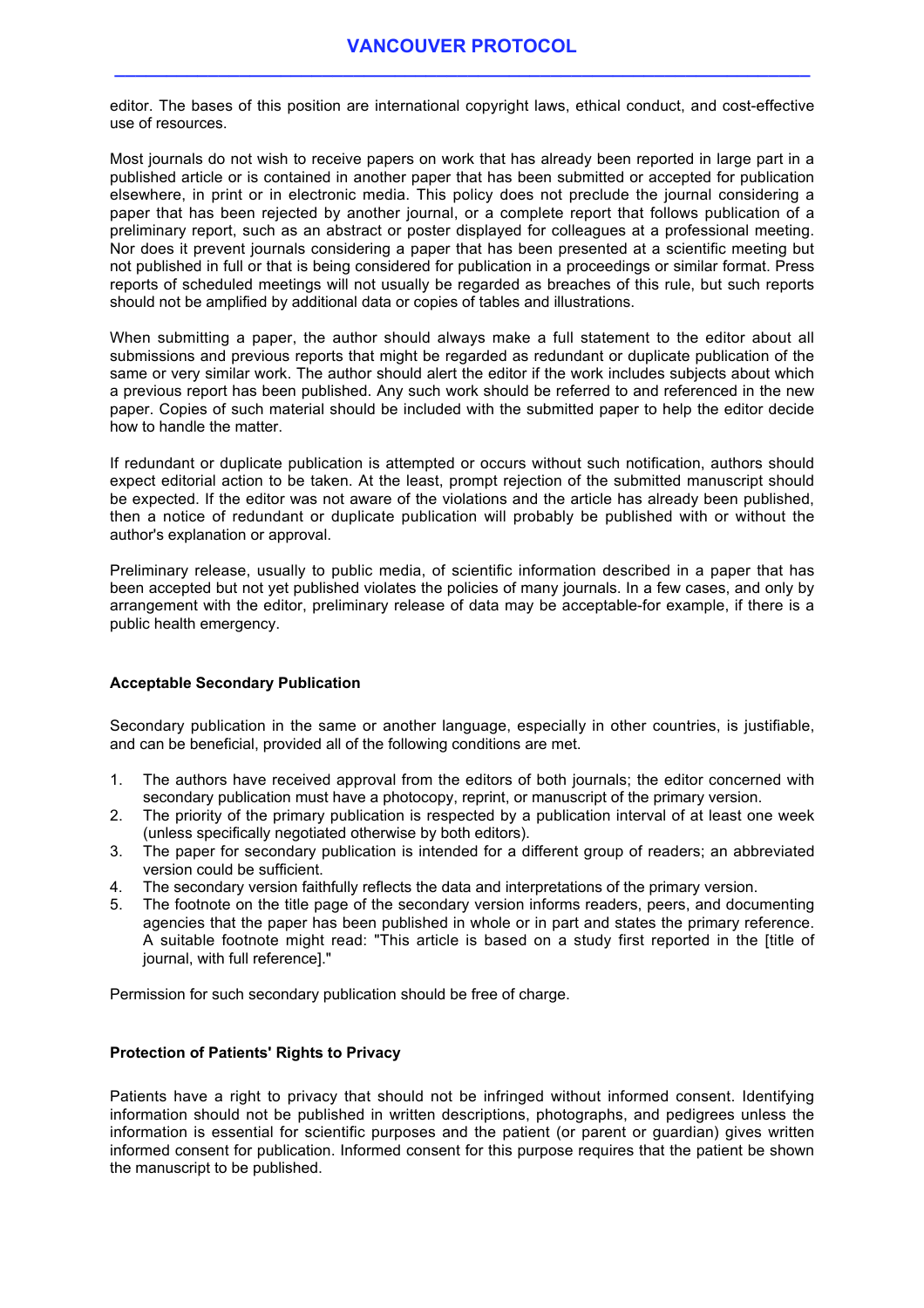editor. The bases of this position are international copyright laws, ethical conduct, and cost-effective use of resources.

Most journals do not wish to receive papers on work that has already been reported in large part in a published article or is contained in another paper that has been submitted or accepted for publication elsewhere, in print or in electronic media. This policy does not preclude the journal considering a paper that has been rejected by another journal, or a complete report that follows publication of a preliminary report, such as an abstract or poster displayed for colleagues at a professional meeting. Nor does it prevent journals considering a paper that has been presented at a scientific meeting but not published in full or that is being considered for publication in a proceedings or similar format. Press reports of scheduled meetings will not usually be regarded as breaches of this rule, but such reports should not be amplified by additional data or copies of tables and illustrations.

When submitting a paper, the author should always make a full statement to the editor about all submissions and previous reports that might be regarded as redundant or duplicate publication of the same or very similar work. The author should alert the editor if the work includes subjects about which a previous report has been published. Any such work should be referred to and referenced in the new paper. Copies of such material should be included with the submitted paper to help the editor decide how to handle the matter.

If redundant or duplicate publication is attempted or occurs without such notification, authors should expect editorial action to be taken. At the least, prompt rejection of the submitted manuscript should be expected. If the editor was not aware of the violations and the article has already been published, then a notice of redundant or duplicate publication will probably be published with or without the author's explanation or approval.

Preliminary release, usually to public media, of scientific information described in a paper that has been accepted but not yet published violates the policies of many journals. In a few cases, and only by arrangement with the editor, preliminary release of data may be acceptable-for example, if there is a public health emergency.

**Acceptable Secondary Publication**

Secondary publication in the same or another language, especially in other countries, is justifiable, and can be beneficial, provided all of the following conditions are met.

1. The authors have received approval from the editors of both journals; the editor concerned with secondary publication must have a photocopy, reprint, or manuscript of the primary version.
2. The priority of the primary publication is respected by a publication interval of at least one week (unless specifically negotiated otherwise by both editors).
3. The paper for secondary publication is intended for a different group of readers; an abbreviated version could be sufficient.
4. The secondary version faithfully reflects the data and interpretations of the primary version.
5. The footnote on the title page of the secondary version informs readers, peers, and documenting agencies that the paper has been published in whole or in part and states the primary reference. A suitable footnote might read: "This article is based on a study first reported in the [title of journal, with full reference]."

Permission for such secondary publication should be free of charge.

**Protection of Patients' Rights to Privacy**

Patients have a right to privacy that should not be infringed without informed consent. Identifying information should not be published in written descriptions, photographs, and pedigrees unless the information is essential for scientific purposes and the patient (or parent or guardian) gives written informed consent for publication. Informed consent for this purpose requires that the patient be shown the manuscript to be published.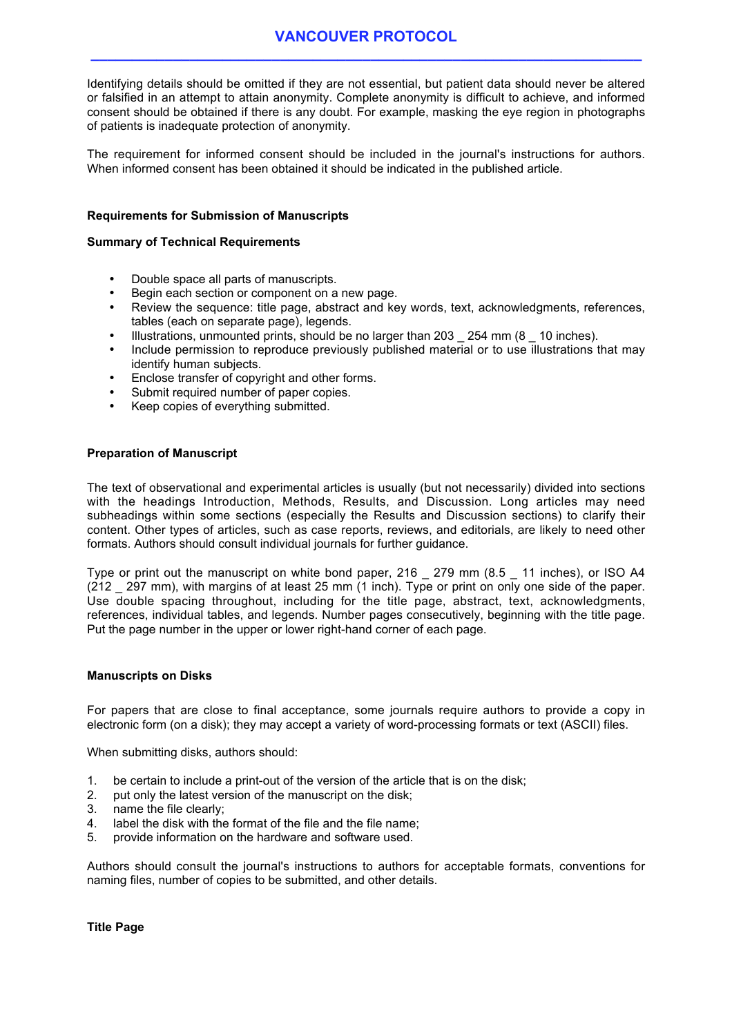Identifying details should be omitted if they are not essential, but patient data should never be altered or falsified in an attempt to attain anonymity. Complete anonymity is difficult to achieve, and informed consent should be obtained if there is any doubt. For example, masking the eye region in photographs of patients is inadequate protection of anonymity.

The requirement for informed consent should be included in the journal's instructions for authors. When informed consent has been obtained it should be indicated in the published article.

**Requirements for Submission of Manuscripts**

**Summary of Technical Requirements**

- Double space all parts of manuscripts.
- Begin each section or component on a new page.
- Review the sequence: title page, abstract and key words, text, acknowledgments, references, tables (each on separate page), legends.
- Illustrations, unmounted prints, should be no larger than 203 _ 254 mm (8 _ 10 inches).
- Include permission to reproduce previously published material or to use illustrations that may identify human subjects.
- Enclose transfer of copyright and other forms.
- Submit required number of paper copies.
- Keep copies of everything submitted.

**Preparation of Manuscript**

The text of observational and experimental articles is usually (but not necessarily) divided into sections with the headings Introduction, Methods, Results, and Discussion. Long articles may need subheadings within some sections (especially the Results and Discussion sections) to clarify their content. Other types of articles, such as case reports, reviews, and editorials, are likely to need other formats. Authors should consult individual journals for further guidance.

Type or print out the manuscript on white bond paper, 216 _ 279 mm (8.5 _ 11 inches), or ISO A4 (212 _ 297 mm), with margins of at least 25 mm (1 inch). Type or print on only one side of the paper. Use double spacing throughout, including for the title page, abstract, text, acknowledgments, references, individual tables, and legends. Number pages consecutively, beginning with the title page. Put the page number in the upper or lower right-hand corner of each page.

**Manuscripts on Disks**

For papers that are close to final acceptance, some journals require authors to provide a copy in electronic form (on a disk); they may accept a variety of word-processing formats or text (ASCII) files.

When submitting disks, authors should:

1. be certain to include a print-out of the version of the article that is on the disk;
2. put only the latest version of the manuscript on the disk;
3. name the file clearly;
4. label the disk with the format of the file and the file name;
5. provide information on the hardware and software used.

Authors should consult the journal's instructions to authors for acceptable formats, conventions for naming files, number of copies to be submitted, and other details.

**Title Page**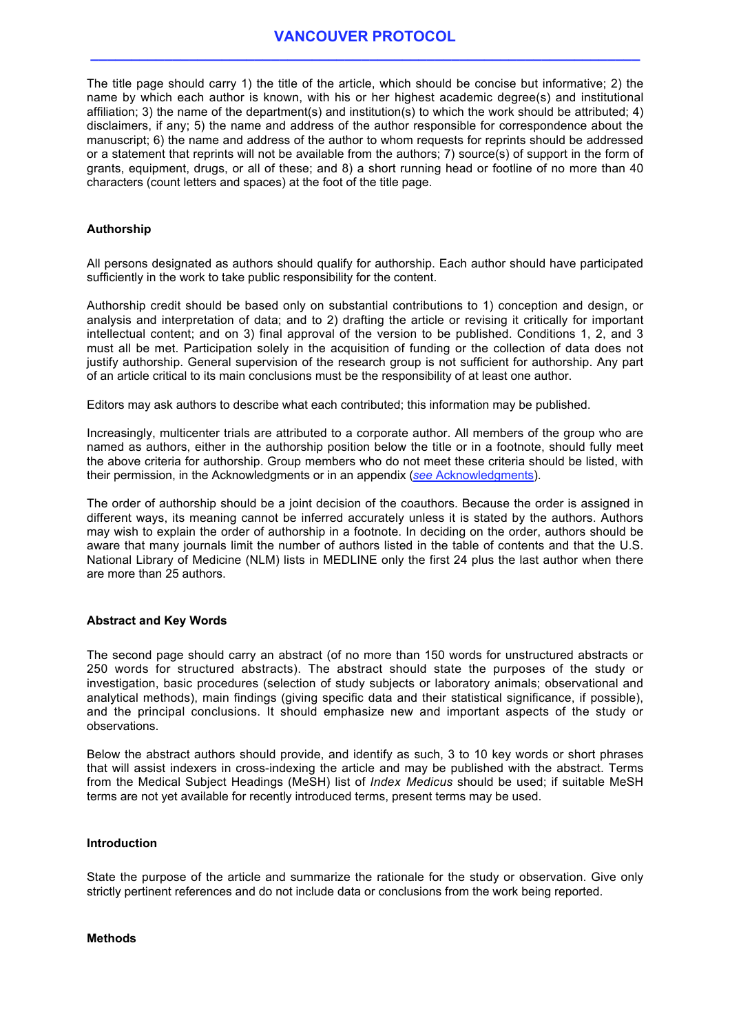The title page should carry 1) the title of the article, which should be concise but informative; 2) the name by which each author is known, with his or her highest academic degree(s) and institutional affiliation; 3) the name of the department(s) and institution(s) to which the work should be attributed; 4) disclaimers, if any; 5) the name and address of the author responsible for correspondence about the manuscript; 6) the name and address of the author to whom requests for reprints should be addressed or a statement that reprints will not be available from the authors; 7) source(s) of support in the form of grants, equipment, drugs, or all of these; and 8) a short running head or footline of no more than 40 characters (count letters and spaces) at the foot of the title page.

### Authorship

All persons designated as authors should qualify for authorship. Each author should have participated sufficiently in the work to take public responsibility for the content.

Authorship credit should be based only on substantial contributions to 1) conception and design, or analysis and interpretation of data; and to 2) drafting the article or revising it critically for important intellectual content; and on 3) final approval of the version to be published. Conditions 1, 2, and 3 must all be met. Participation solely in the acquisition of funding or the collection of data does not justify authorship. General supervision of the research group is not sufficient for authorship. Any part of an article critical to its main conclusions must be the responsibility of at least one author.

Editors may ask authors to describe what each contributed; this information may be published.

Increasingly, multicenter trials are attributed to a corporate author. All members of the group who are named as authors, either in the authorship position below the title or in a footnote, should fully meet the above criteria for authorship. Group members who do not meet these criteria should be listed, with their permission, in the Acknowledgments or in an appendix (*see* Acknowledgments).

The order of authorship should be a joint decision of the coauthors. Because the order is assigned in different ways, its meaning cannot be inferred accurately unless it is stated by the authors. Authors may wish to explain the order of authorship in a footnote. In deciding on the order, authors should be aware that many journals limit the number of authors listed in the table of contents and that the U.S. National Library of Medicine (NLM) lists in MEDLINE only the first 24 plus the last author when there are more than 25 authors.

### Abstract and Key Words

The second page should carry an abstract (of no more than 150 words for unstructured abstracts or 250 words for structured abstracts). The abstract should state the purposes of the study or investigation, basic procedures (selection of study subjects or laboratory animals; observational and analytical methods), main findings (giving specific data and their statistical significance, if possible), and the principal conclusions. It should emphasize new and important aspects of the study or observations.

Below the abstract authors should provide, and identify as such, 3 to 10 key words or short phrases that will assist indexers in cross-indexing the article and may be published with the abstract. Terms from the Medical Subject Headings (MeSH) list of *Index Medicus* should be used; if suitable MeSH terms are not yet available for recently introduced terms, present terms may be used.

### Introduction

State the purpose of the article and summarize the rationale for the study or observation. Give only strictly pertinent references and do not include data or conclusions from the work being reported.

### Methods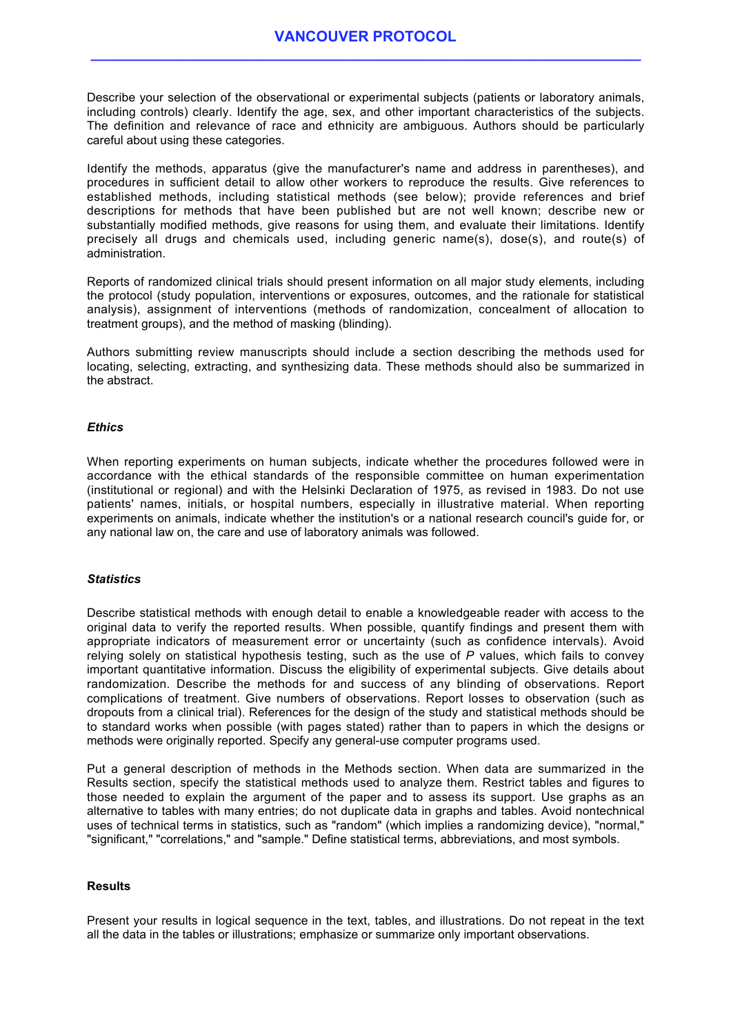Describe your selection of the observational or experimental subjects (patients or laboratory animals, including controls) clearly. Identify the age, sex, and other important characteristics of the subjects. The definition and relevance of race and ethnicity are ambiguous. Authors should be particularly careful about using these categories.

Identify the methods, apparatus (give the manufacturer's name and address in parentheses), and procedures in sufficient detail to allow other workers to reproduce the results. Give references to established methods, including statistical methods (see below); provide references and brief descriptions for methods that have been published but are not well known; describe new or substantially modified methods, give reasons for using them, and evaluate their limitations. Identify precisely all drugs and chemicals used, including generic name(s), dose(s), and route(s) of administration.

Reports of randomized clinical trials should present information on all major study elements, including the protocol (study population, interventions or exposures, outcomes, and the rationale for statistical analysis), assignment of interventions (methods of randomization, concealment of allocation to treatment groups), and the method of masking (blinding).

Authors submitting review manuscripts should include a section describing the methods used for locating, selecting, extracting, and synthesizing data. These methods should also be summarized in the abstract.

### *Ethics*

When reporting experiments on human subjects, indicate whether the procedures followed were in accordance with the ethical standards of the responsible committee on human experimentation (institutional or regional) and with the Helsinki Declaration of 1975, as revised in 1983. Do not use patients' names, initials, or hospital numbers, especially in illustrative material. When reporting experiments on animals, indicate whether the institution's or a national research council's guide for, or any national law on, the care and use of laboratory animals was followed.

### *Statistics*

Describe statistical methods with enough detail to enable a knowledgeable reader with access to the original data to verify the reported results. When possible, quantify findings and present them with appropriate indicators of measurement error or uncertainty (such as confidence intervals). Avoid relying solely on statistical hypothesis testing, such as the use of *P* values, which fails to convey important quantitative information. Discuss the eligibility of experimental subjects. Give details about randomization. Describe the methods for and success of any blinding of observations. Report complications of treatment. Give numbers of observations. Report losses to observation (such as dropouts from a clinical trial). References for the design of the study and statistical methods should be to standard works when possible (with pages stated) rather than to papers in which the designs or methods were originally reported. Specify any general-use computer programs used.

Put a general description of methods in the Methods section. When data are summarized in the Results section, specify the statistical methods used to analyze them. Restrict tables and figures to those needed to explain the argument of the paper and to assess its support. Use graphs as an alternative to tables with many entries; do not duplicate data in graphs and tables. Avoid nontechnical uses of technical terms in statistics, such as "random" (which implies a randomizing device), "normal," "significant," "correlations," and "sample." Define statistical terms, abbreviations, and most symbols.

### Results

Present your results in logical sequence in the text, tables, and illustrations. Do not repeat in the text all the data in the tables or illustrations; emphasize or summarize only important observations.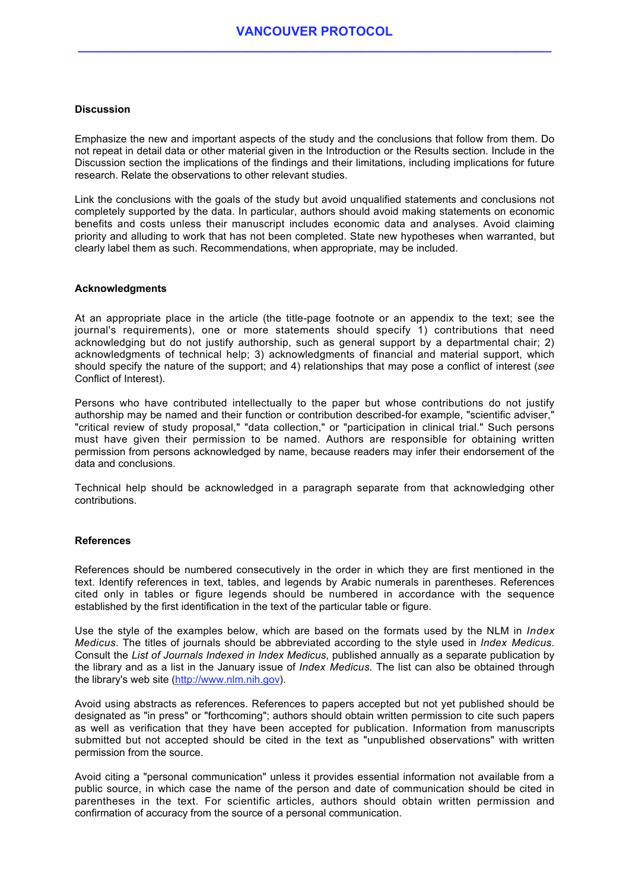### Discussion

Emphasize the new and important aspects of the study and the conclusions that follow from them. Do not repeat in detail data or other material given in the Introduction or the Results section. Include in the Discussion section the implications of the findings and their limitations, including implications for future research. Relate the observations to other relevant studies.

Link the conclusions with the goals of the study but avoid unqualified statements and conclusions not completely supported by the data. In particular, authors should avoid making statements on economic benefits and costs unless their manuscript includes economic data and analyses. Avoid claiming priority and alluding to work that has not been completed. State new hypotheses when warranted, but clearly label them as such. Recommendations, when appropriate, may be included.

### Acknowledgments

At an appropriate place in the article (the title-page footnote or an appendix to the text; see the journal's requirements), one or more statements should specify 1) contributions that need acknowledging but do not justify authorship, such as general support by a departmental chair; 2) acknowledgments of technical help; 3) acknowledgments of financial and material support, which should specify the nature of the support; and 4) relationships that may pose a conflict of interest (*see* Conflict of Interest).

Persons who have contributed intellectually to the paper but whose contributions do not justify authorship may be named and their function or contribution described-for example, "scientific adviser," "critical review of study proposal," "data collection," or "participation in clinical trial." Such persons must have given their permission to be named. Authors are responsible for obtaining written permission from persons acknowledged by name, because readers may infer their endorsement of the data and conclusions.

Technical help should be acknowledged in a paragraph separate from that acknowledging other contributions.

### References

References should be numbered consecutively in the order in which they are first mentioned in the text. Identify references in text, tables, and legends by Arabic numerals in parentheses. References cited only in tables or figure legends should be numbered in accordance with the sequence established by the first identification in the text of the particular table or figure.

Use the style of the examples below, which are based on the formats used by the NLM in *Index Medicus*. The titles of journals should be abbreviated according to the style used in *Index Medicus*. Consult the *List of Journals Indexed in Index Medicus*, published annually as a separate publication by the library and as a list in the January issue of *Index Medicus*. The list can also be obtained through the library's web site (http://www.nlm.nih.gov).

Avoid using abstracts as references. References to papers accepted but not yet published should be designated as "in press" or "forthcoming"; authors should obtain written permission to cite such papers as well as verification that they have been accepted for publication. Information from manuscripts submitted but not accepted should be cited in the text as "unpublished observations" with written permission from the source.

Avoid citing a "personal communication" unless it provides essential information not available from a public source, in which case the name of the person and date of communication should be cited in parentheses in the text. For scientific articles, authors should obtain written permission and confirmation of accuracy from the source of a personal communication.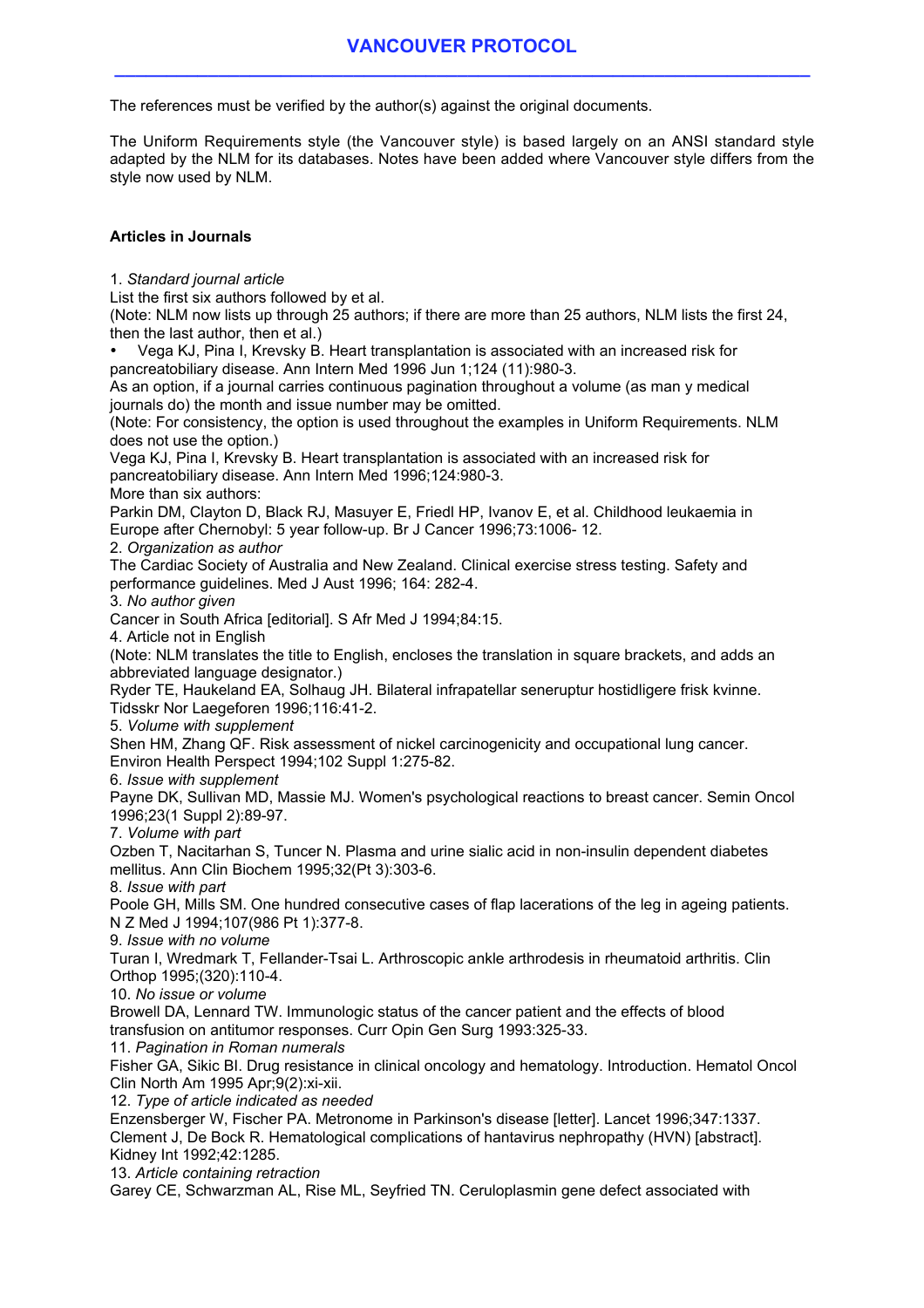## VANCOUVER PROTOCOL

The references must be verified by the author(s) against the original documents.

The Uniform Requirements style (the Vancouver style) is based largely on an ANSI standard style adapted by the NLM for its databases. Notes have been added where Vancouver style differs from the style now used by NLM.

### Articles in Journals

1. *Standard journal article*
List the first six authors followed by et al.
(Note: NLM now lists up through 25 authors; if there are more than 25 authors, NLM lists the first 24, then the last author, then et al.)
- Vega KJ, Pina I, Krevsky B. Heart transplantation is associated with an increased risk for pancreatobiliary disease. Ann Intern Med 1996 Jun 1;124 (11):980-3.

As an option, if a journal carries continuous pagination throughout a volume (as man y medical journals do) the month and issue number may be omitted.
(Note: For consistency, the option is used throughout the examples in Uniform Requirements. NLM does not use the option.)
Vega KJ, Pina I, Krevsky B. Heart transplantation is associated with an increased risk for pancreatobiliary disease. Ann Intern Med 1996;124:980-3.
More than six authors:
Parkin DM, Clayton D, Black RJ, Masuyer E, Friedl HP, Ivanov E, et al. Childhood leukaemia in Europe after Chernobyl: 5 year follow-up. Br J Cancer 1996;73:1006- 12.
2. *Organization as author*
The Cardiac Society of Australia and New Zealand. Clinical exercise stress testing. Safety and performance guidelines. Med J Aust 1996; 164: 282-4.
3. *No author given*
Cancer in South Africa [editorial]. S Afr Med J 1994;84:15.
4. Article not in English
(Note: NLM translates the title to English, encloses the translation in square brackets, and adds an abbreviated language designator.)
Ryder TE, Haukeland EA, Solhaug JH. Bilateral infrapatellar seneruptur hostidligere frisk kvinne. Tidsskr Nor Laegeforen 1996;116:41-2.
5. *Volume with supplement*
Shen HM, Zhang QF. Risk assessment of nickel carcinogenicity and occupational lung cancer. Environ Health Perspect 1994;102 Suppl 1:275-82.
6. *Issue with supplement*
Payne DK, Sullivan MD, Massie MJ. Women's psychological reactions to breast cancer. Semin Oncol 1996;23(1 Suppl 2):89-97.
7. *Volume with part*
Ozben T, Nacitarhan S, Tuncer N. Plasma and urine sialic acid in non-insulin dependent diabetes mellitus. Ann Clin Biochem 1995;32(Pt 3):303-6.
8. *Issue with part*
Poole GH, Mills SM. One hundred consecutive cases of flap lacerations of the leg in ageing patients. N Z Med J 1994;107(986 Pt 1):377-8.
9. *Issue with no volume*
Turan I, Wredmark T, Fellander-Tsai L. Arthroscopic ankle arthrodesis in rheumatoid arthritis. Clin Orthop 1995;(320):110-4.
10. *No issue or volume*
Browell DA, Lennard TW. Immunologic status of the cancer patient and the effects of blood transfusion on antitumor responses. Curr Opin Gen Surg 1993:325-33.
11. *Pagination in Roman numerals*
Fisher GA, Sikic BI. Drug resistance in clinical oncology and hematology. Introduction. Hematol Oncol Clin North Am 1995 Apr;9(2):xi-xii.
12. *Type of article indicated as needed*
Enzensberger W, Fischer PA. Metronome in Parkinson's disease [letter]. Lancet 1996;347:1337.
Clement J, De Bock R. Hematological complications of hantavirus nephropathy (HVN) [abstract]. Kidney Int 1992;42:1285.
13. *Article containing retraction*
Garey CE, Schwarzman AL, Rise ML, Seyfried TN. Ceruloplasmin gene defect associated with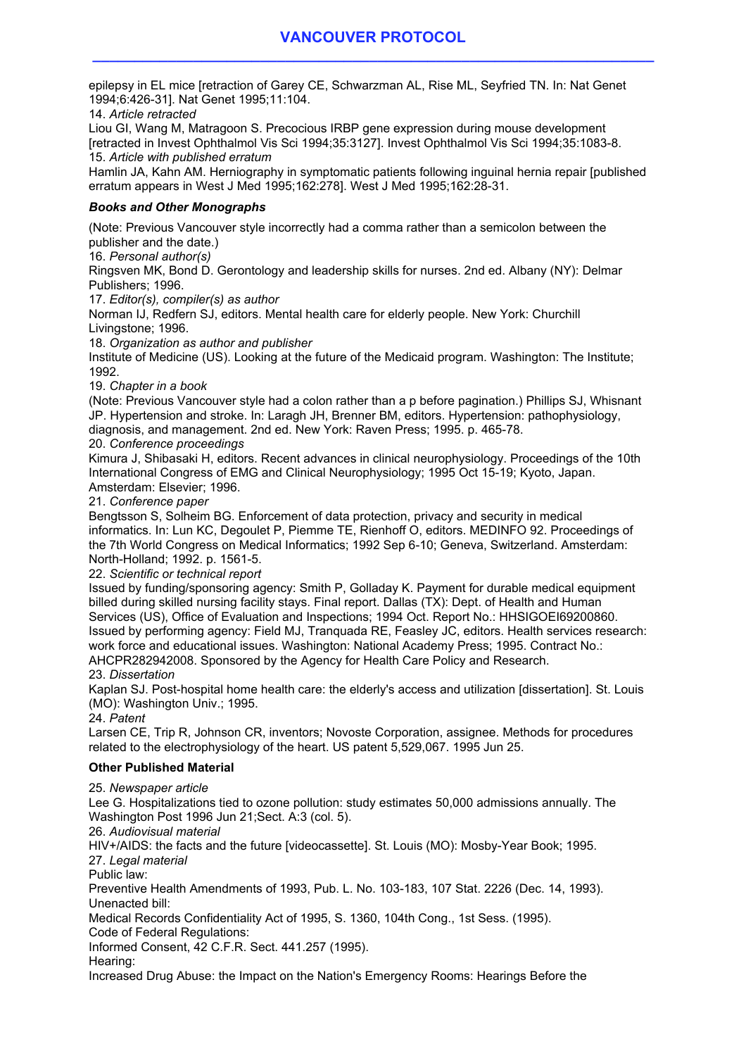epilepsy in EL mice [retraction of Garey CE, Schwarzman AL, Rise ML, Seyfried TN. In: Nat Genet 1994;6:426-31]. Nat Genet 1995;11:104.

14. *Article retracted*

Liou GI, Wang M, Matragoon S. Precocious IRBP gene expression during mouse development [retracted in Invest Ophthalmol Vis Sci 1994;35:3127]. Invest Ophthalmol Vis Sci 1994;35:1083-8.

15. *Article with published erratum*

Hamlin JA, Kahn AM. Herniography in symptomatic patients following inguinal hernia repair [published erratum appears in West J Med 1995;162:278]. West J Med 1995;162:28-31.

### *Books and Other Monographs*

(Note: Previous Vancouver style incorrectly had a comma rather than a semicolon between the publisher and the date.)

16. *Personal author(s)*

Ringsven MK, Bond D. Gerontology and leadership skills for nurses. 2nd ed. Albany (NY): Delmar Publishers; 1996.

17. *Editor(s), compiler(s) as author*

Norman IJ, Redfern SJ, editors. Mental health care for elderly people. New York: Churchill Livingstone; 1996.

18. *Organization as author and publisher*

Institute of Medicine (US). Looking at the future of the Medicaid program. Washington: The Institute; 1992.

19. *Chapter in a book*

(Note: Previous Vancouver style had a colon rather than a p before pagination.) Phillips SJ, Whisnant JP. Hypertension and stroke. In: Laragh JH, Brenner BM, editors. Hypertension: pathophysiology, diagnosis, and management. 2nd ed. New York: Raven Press; 1995. p. 465-78.

20. *Conference proceedings*

Kimura J, Shibasaki H, editors. Recent advances in clinical neurophysiology. Proceedings of the 10th International Congress of EMG and Clinical Neurophysiology; 1995 Oct 15-19; Kyoto, Japan. Amsterdam: Elsevier; 1996.

21. *Conference paper*

Bengtsson S, Solheim BG. Enforcement of data protection, privacy and security in medical informatics. In: Lun KC, Degoulet P, Piemme TE, Rienhoff O, editors. MEDINFO 92. Proceedings of the 7th World Congress on Medical Informatics; 1992 Sep 6-10; Geneva, Switzerland. Amsterdam: North-Holland; 1992. p. 1561-5.

22. *Scientific or technical report*

Issued by funding/sponsoring agency: Smith P, Golladay K. Payment for durable medical equipment billed during skilled nursing facility stays. Final report. Dallas (TX): Dept. of Health and Human Services (US), Office of Evaluation and Inspections; 1994 Oct. Report No.: HHSIGOEI69200860.
Issued by performing agency: Field MJ, Tranquada RE, Feasley JC, editors. Health services research: work force and educational issues. Washington: National Academy Press; 1995. Contract No.: AHCPR282942008. Sponsored by the Agency for Health Care Policy and Research.

23. *Dissertation*

Kaplan SJ. Post-hospital home health care: the elderly's access and utilization [dissertation]. St. Louis (MO): Washington Univ.; 1995.

24. *Patent*

Larsen CE, Trip R, Johnson CR, inventors; Novoste Corporation, assignee. Methods for procedures related to the electrophysiology of the heart. US patent 5,529,067. 1995 Jun 25.

### Other Published Material

25. *Newspaper article*

Lee G. Hospitalizations tied to ozone pollution: study estimates 50,000 admissions annually. The Washington Post 1996 Jun 21;Sect. A:3 (col. 5).

26. *Audiovisual material*

HIV+/AIDS: the facts and the future [videocassette]. St. Louis (MO): Mosby-Year Book; 1995.

27. *Legal material*

Public law:
Preventive Health Amendments of 1993, Pub. L. No. 103-183, 107 Stat. 2226 (Dec. 14, 1993).
Unenacted bill:
Medical Records Confidentiality Act of 1995, S. 1360, 104th Cong., 1st Sess. (1995).
Code of Federal Regulations:
Informed Consent, 42 C.F.R. Sect. 441.257 (1995).
Hearing:
Increased Drug Abuse: the Impact on the Nation's Emergency Rooms: Hearings Before the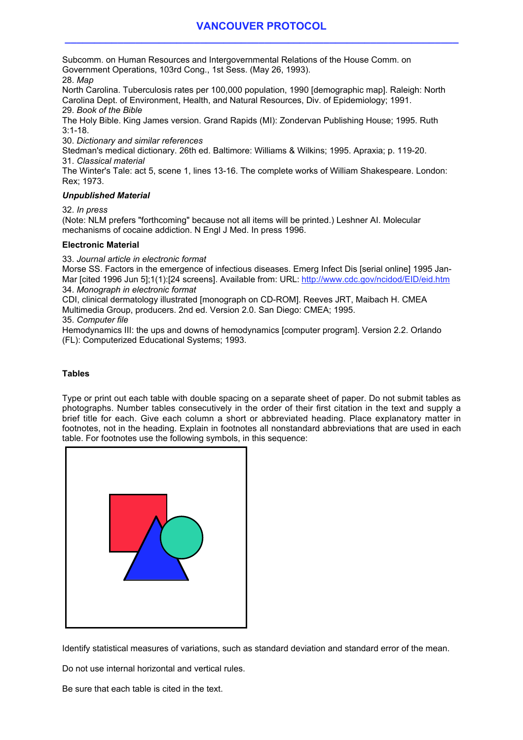Subcomm. on Human Resources and Intergovernmental Relations of the House Comm. on Government Operations, 103rd Cong., 1st Sess. (May 26, 1993).

28. *Map*

North Carolina. Tuberculosis rates per 100,000 population, 1990 [demographic map]. Raleigh: North Carolina Dept. of Environment, Health, and Natural Resources, Div. of Epidemiology; 1991.

29. *Book of the Bible*

The Holy Bible. King James version. Grand Rapids (MI): Zondervan Publishing House; 1995. Ruth 3:1-18.

30. *Dictionary and similar references*

Stedman's medical dictionary. 26th ed. Baltimore: Williams & Wilkins; 1995. Apraxia; p. 119-20.

31. *Classical material*

The Winter's Tale: act 5, scene 1, lines 13-16. The complete works of William Shakespeare. London: Rex; 1973.

***Unpublished Material***

32. *In press*

(Note: NLM prefers "forthcoming" because not all items will be printed.) Leshner AI. Molecular mechanisms of cocaine addiction. N Engl J Med. In press 1996.

**Electronic Material**

33. *Journal article in electronic format*

Morse SS. Factors in the emergence of infectious diseases. Emerg Infect Dis [serial online] 1995 Jan-Mar [cited 1996 Jun 5];1(1):[24 screens]. Available from: URL: http://www.cdc.gov/ncidod/EID/eid.htm

34. *Monograph in electronic format*

CDI, clinical dermatology illustrated [monograph on CD-ROM]. Reeves JRT, Maibach H. CMEA Multimedia Group, producers. 2nd ed. Version 2.0. San Diego: CMEA; 1995.

35. *Computer file*

Hemodynamics III: the ups and downs of hemodynamics [computer program]. Version 2.2. Orlando (FL): Computerized Educational Systems; 1993.

**Tables**

Type or print out each table with double spacing on a separate sheet of paper. Do not submit tables as photographs. Number tables consecutively in the order of their first citation in the text and supply a brief title for each. Give each column a short or abbreviated heading. Place explanatory matter in footnotes, not in the heading. Explain in footnotes all nonstandard abbreviations that are used in each table. For footnotes use the following symbols, in this sequence:

Identify statistical measures of variations, such as standard deviation and standard error of the mean.

Do not use internal horizontal and vertical rules.

Be sure that each table is cited in the text.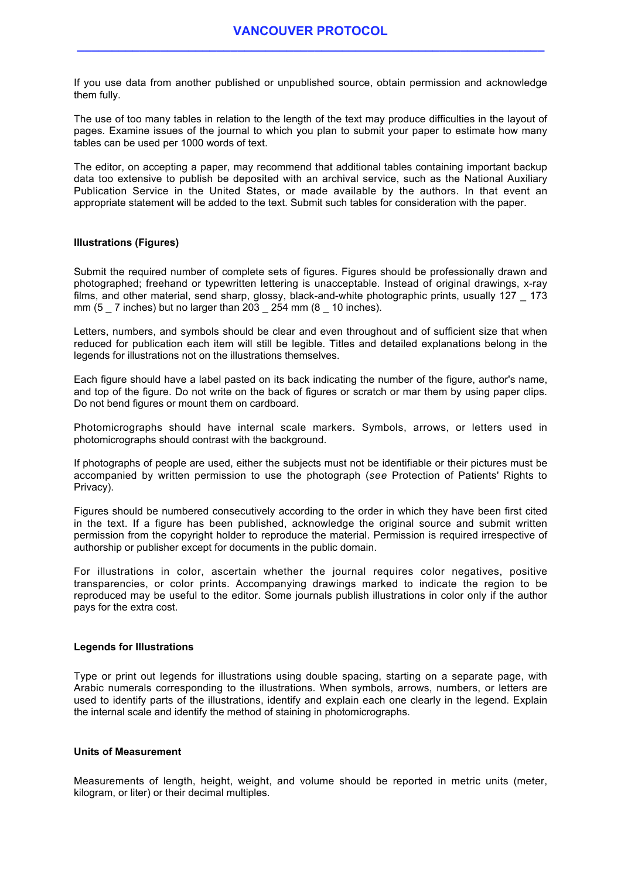If you use data from another published or unpublished source, obtain permission and acknowledge them fully.

The use of too many tables in relation to the length of the text may produce difficulties in the layout of pages. Examine issues of the journal to which you plan to submit your paper to estimate how many tables can be used per 1000 words of text.

The editor, on accepting a paper, may recommend that additional tables containing important backup data too extensive to publish be deposited with an archival service, such as the National Auxiliary Publication Service in the United States, or made available by the authors. In that event an appropriate statement will be added to the text. Submit such tables for consideration with the paper.

### Illustrations (Figures)

Submit the required number of complete sets of figures. Figures should be professionally drawn and photographed; freehand or typewritten lettering is unacceptable. Instead of original drawings, x-ray films, and other material, send sharp, glossy, black-and-white photographic prints, usually 127 _ 173 mm (5 _ 7 inches) but no larger than 203 _ 254 mm (8 _ 10 inches).

Letters, numbers, and symbols should be clear and even throughout and of sufficient size that when reduced for publication each item will still be legible. Titles and detailed explanations belong in the legends for illustrations not on the illustrations themselves.

Each figure should have a label pasted on its back indicating the number of the figure, author's name, and top of the figure. Do not write on the back of figures or scratch or mar them by using paper clips. Do not bend figures or mount them on cardboard.

Photomicrographs should have internal scale markers. Symbols, arrows, or letters used in photomicrographs should contrast with the background.

If photographs of people are used, either the subjects must not be identifiable or their pictures must be accompanied by written permission to use the photograph (*see* Protection of Patients' Rights to Privacy).

Figures should be numbered consecutively according to the order in which they have been first cited in the text. If a figure has been published, acknowledge the original source and submit written permission from the copyright holder to reproduce the material. Permission is required irrespective of authorship or publisher except for documents in the public domain.

For illustrations in color, ascertain whether the journal requires color negatives, positive transparencies, or color prints. Accompanying drawings marked to indicate the region to be reproduced may be useful to the editor. Some journals publish illustrations in color only if the author pays for the extra cost.

### Legends for Illustrations

Type or print out legends for illustrations using double spacing, starting on a separate page, with Arabic numerals corresponding to the illustrations. When symbols, arrows, numbers, or letters are used to identify parts of the illustrations, identify and explain each one clearly in the legend. Explain the internal scale and identify the method of staining in photomicrographs.

### Units of Measurement

Measurements of length, height, weight, and volume should be reported in metric units (meter, kilogram, or liter) or their decimal multiples.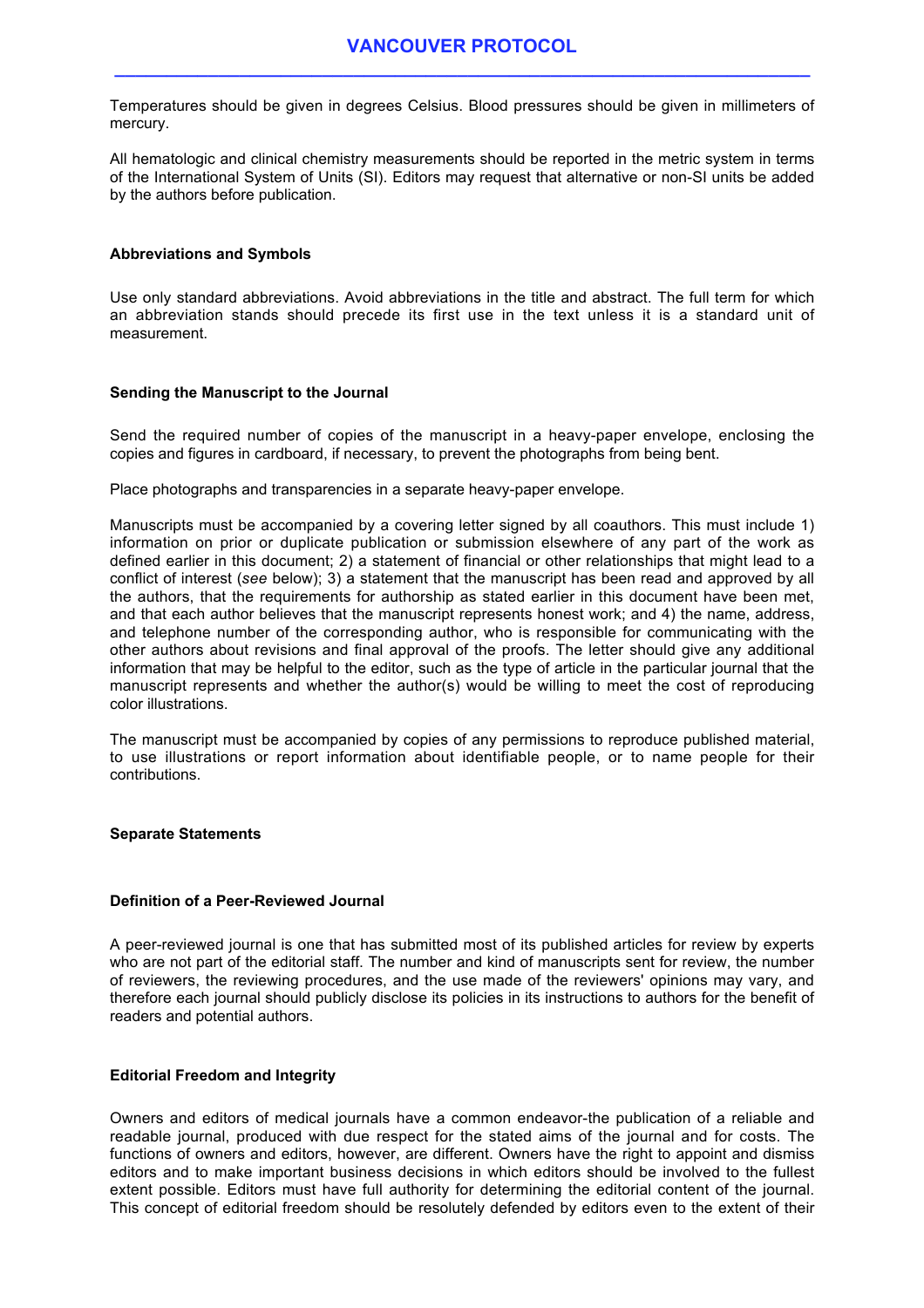Temperatures should be given in degrees Celsius. Blood pressures should be given in millimeters of mercury.

All hematologic and clinical chemistry measurements should be reported in the metric system in terms of the International System of Units (SI). Editors may request that alternative or non-SI units be added by the authors before publication.

**Abbreviations and Symbols**

Use only standard abbreviations. Avoid abbreviations in the title and abstract. The full term for which an abbreviation stands should precede its first use in the text unless it is a standard unit of measurement.

**Sending the Manuscript to the Journal**

Send the required number of copies of the manuscript in a heavy-paper envelope, enclosing the copies and figures in cardboard, if necessary, to prevent the photographs from being bent.

Place photographs and transparencies in a separate heavy-paper envelope.

Manuscripts must be accompanied by a covering letter signed by all coauthors. This must include 1) information on prior or duplicate publication or submission elsewhere of any part of the work as defined earlier in this document; 2) a statement of financial or other relationships that might lead to a conflict of interest (*see* below); 3) a statement that the manuscript has been read and approved by all the authors, that the requirements for authorship as stated earlier in this document have been met, and that each author believes that the manuscript represents honest work; and 4) the name, address, and telephone number of the corresponding author, who is responsible for communicating with the other authors about revisions and final approval of the proofs. The letter should give any additional information that may be helpful to the editor, such as the type of article in the particular journal that the manuscript represents and whether the author(s) would be willing to meet the cost of reproducing color illustrations.

The manuscript must be accompanied by copies of any permissions to reproduce published material, to use illustrations or report information about identifiable people, or to name people for their contributions.

**Separate Statements**

**Definition of a Peer-Reviewed Journal**

A peer-reviewed journal is one that has submitted most of its published articles for review by experts who are not part of the editorial staff. The number and kind of manuscripts sent for review, the number of reviewers, the reviewing procedures, and the use made of the reviewers' opinions may vary, and therefore each journal should publicly disclose its policies in its instructions to authors for the benefit of readers and potential authors.

**Editorial Freedom and Integrity**

Owners and editors of medical journals have a common endeavor-the publication of a reliable and readable journal, produced with due respect for the stated aims of the journal and for costs. The functions of owners and editors, however, are different. Owners have the right to appoint and dismiss editors and to make important business decisions in which editors should be involved to the fullest extent possible. Editors must have full authority for determining the editorial content of the journal. This concept of editorial freedom should be resolutely defended by editors even to the extent of their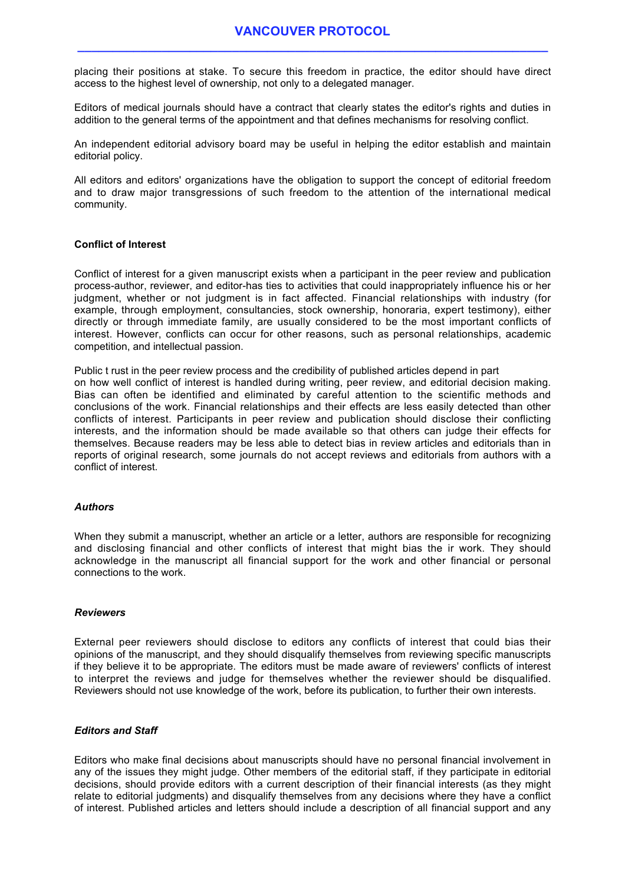placing their positions at stake. To secure this freedom in practice, the editor should have direct access to the highest level of ownership, not only to a delegated manager.

Editors of medical journals should have a contract that clearly states the editor's rights and duties in addition to the general terms of the appointment and that defines mechanisms for resolving conflict.

An independent editorial advisory board may be useful in helping the editor establish and maintain editorial policy.

All editors and editors' organizations have the obligation to support the concept of editorial freedom and to draw major transgressions of such freedom to the attention of the international medical community.

## Conflict of Interest

Conflict of interest for a given manuscript exists when a participant in the peer review and publication process-author, reviewer, and editor-has ties to activities that could inappropriately influence his or her judgment, whether or not judgment is in fact affected. Financial relationships with industry (for example, through employment, consultancies, stock ownership, honoraria, expert testimony), either directly or through immediate family, are usually considered to be the most important conflicts of interest. However, conflicts can occur for other reasons, such as personal relationships, academic competition, and intellectual passion.

Public t rust in the peer review process and the credibility of published articles depend in part on how well conflict of interest is handled during writing, peer review, and editorial decision making. Bias can often be identified and eliminated by careful attention to the scientific methods and conclusions of the work. Financial relationships and their effects are less easily detected than other conflicts of interest. Participants in peer review and publication should disclose their conflicting interests, and the information should be made available so that others can judge their effects for themselves. Because readers may be less able to detect bias in review articles and editorials than in reports of original research, some journals do not accept reviews and editorials from authors with a conflict of interest.

### *Authors*

When they submit a manuscript, whether an article or a letter, authors are responsible for recognizing and disclosing financial and other conflicts of interest that might bias the ir work. They should acknowledge in the manuscript all financial support for the work and other financial or personal connections to the work.

### *Reviewers*

External peer reviewers should disclose to editors any conflicts of interest that could bias their opinions of the manuscript, and they should disqualify themselves from reviewing specific manuscripts if they believe it to be appropriate. The editors must be made aware of reviewers' conflicts of interest to interpret the reviews and judge for themselves whether the reviewer should be disqualified. Reviewers should not use knowledge of the work, before its publication, to further their own interests.

### *Editors and Staff*

Editors who make final decisions about manuscripts should have no personal financial involvement in any of the issues they might judge. Other members of the editorial staff, if they participate in editorial decisions, should provide editors with a current description of their financial interests (as they might relate to editorial judgments) and disqualify themselves from any decisions where they have a conflict of interest. Published articles and letters should include a description of all financial support and any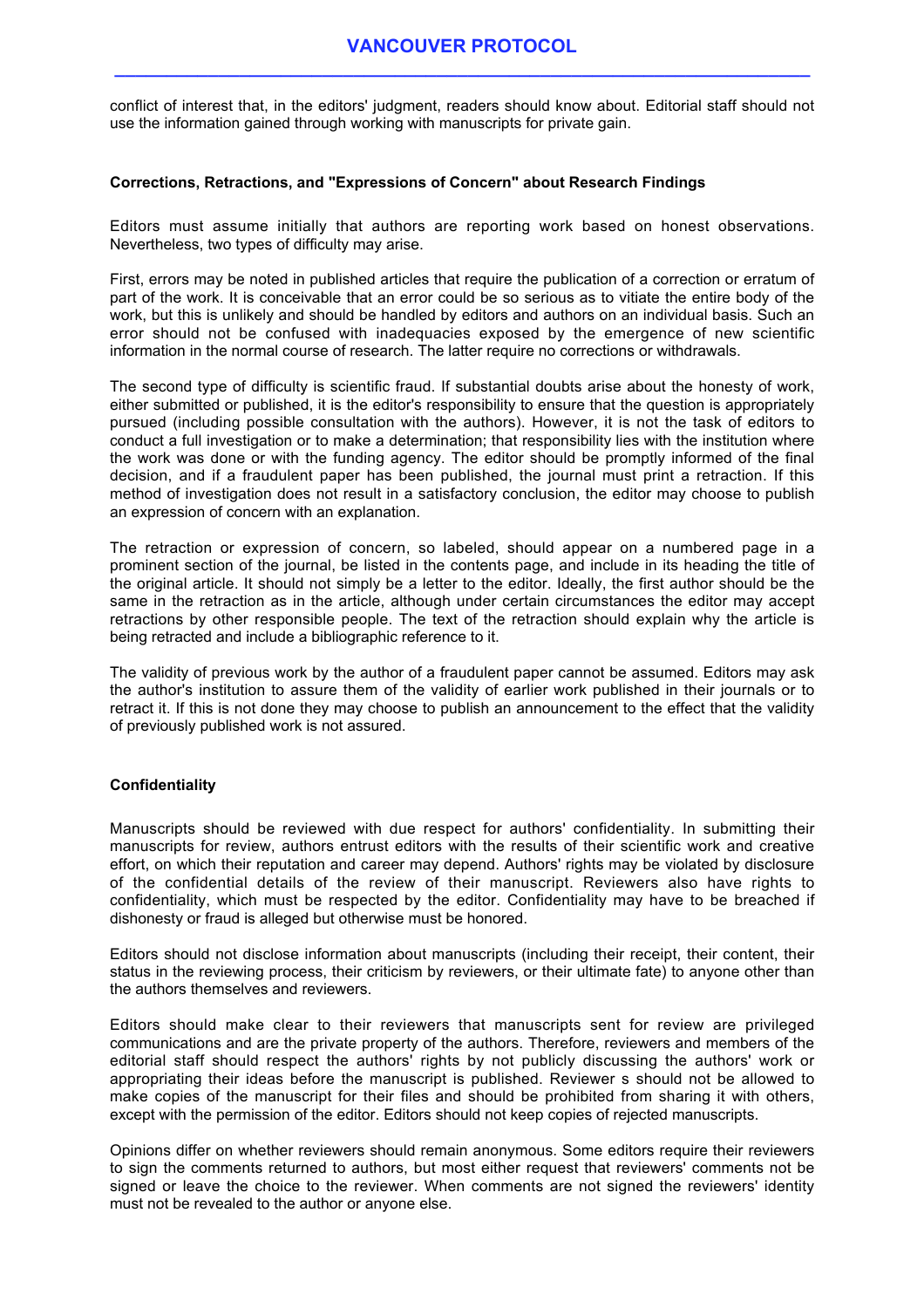conflict of interest that, in the editors' judgment, readers should know about. Editorial staff should not use the information gained through working with manuscripts for private gain.

### Corrections, Retractions, and "Expressions of Concern" about Research Findings

Editors must assume initially that authors are reporting work based on honest observations. Nevertheless, two types of difficulty may arise.

First, errors may be noted in published articles that require the publication of a correction or erratum of part of the work. It is conceivable that an error could be so serious as to vitiate the entire body of the work, but this is unlikely and should be handled by editors and authors on an individual basis. Such an error should not be confused with inadequacies exposed by the emergence of new scientific information in the normal course of research. The latter require no corrections or withdrawals.

The second type of difficulty is scientific fraud. If substantial doubts arise about the honesty of work, either submitted or published, it is the editor's responsibility to ensure that the question is appropriately pursued (including possible consultation with the authors). However, it is not the task of editors to conduct a full investigation or to make a determination; that responsibility lies with the institution where the work was done or with the funding agency. The editor should be promptly informed of the final decision, and if a fraudulent paper has been published, the journal must print a retraction. If this method of investigation does not result in a satisfactory conclusion, the editor may choose to publish an expression of concern with an explanation.

The retraction or expression of concern, so labeled, should appear on a numbered page in a prominent section of the journal, be listed in the contents page, and include in its heading the title of the original article. It should not simply be a letter to the editor. Ideally, the first author should be the same in the retraction as in the article, although under certain circumstances the editor may accept retractions by other responsible people. The text of the retraction should explain why the article is being retracted and include a bibliographic reference to it.

The validity of previous work by the author of a fraudulent paper cannot be assumed. Editors may ask the author's institution to assure them of the validity of earlier work published in their journals or to retract it. If this is not done they may choose to publish an announcement to the effect that the validity of previously published work is not assured.

### Confidentiality

Manuscripts should be reviewed with due respect for authors' confidentiality. In submitting their manuscripts for review, authors entrust editors with the results of their scientific work and creative effort, on which their reputation and career may depend. Authors' rights may be violated by disclosure of the confidential details of the review of their manuscript. Reviewers also have rights to confidentiality, which must be respected by the editor. Confidentiality may have to be breached if dishonesty or fraud is alleged but otherwise must be honored.

Editors should not disclose information about manuscripts (including their receipt, their content, their status in the reviewing process, their criticism by reviewers, or their ultimate fate) to anyone other than the authors themselves and reviewers.

Editors should make clear to their reviewers that manuscripts sent for review are privileged communications and are the private property of the authors. Therefore, reviewers and members of the editorial staff should respect the authors' rights by not publicly discussing the authors' work or appropriating their ideas before the manuscript is published. Reviewer s should not be allowed to make copies of the manuscript for their files and should be prohibited from sharing it with others, except with the permission of the editor. Editors should not keep copies of rejected manuscripts.

Opinions differ on whether reviewers should remain anonymous. Some editors require their reviewers to sign the comments returned to authors, but most either request that reviewers' comments not be signed or leave the choice to the reviewer. When comments are not signed the reviewers' identity must not be revealed to the author or anyone else.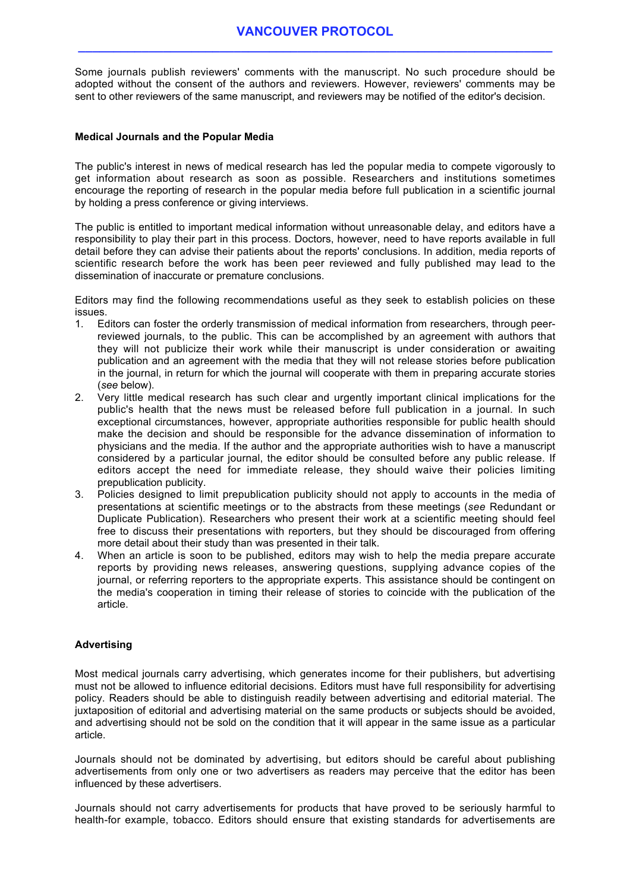Some journals publish reviewers' comments with the manuscript. No such procedure should be adopted without the consent of the authors and reviewers. However, reviewers' comments may be sent to other reviewers of the same manuscript, and reviewers may be notified of the editor's decision.

### Medical Journals and the Popular Media

The public's interest in news of medical research has led the popular media to compete vigorously to get information about research as soon as possible. Researchers and institutions sometimes encourage the reporting of research in the popular media before full publication in a scientific journal by holding a press conference or giving interviews.

The public is entitled to important medical information without unreasonable delay, and editors have a responsibility to play their part in this process. Doctors, however, need to have reports available in full detail before they can advise their patients about the reports' conclusions. In addition, media reports of scientific research before the work has been peer reviewed and fully published may lead to the dissemination of inaccurate or premature conclusions.

Editors may find the following recommendations useful as they seek to establish policies on these issues.

1. Editors can foster the orderly transmission of medical information from researchers, through peer-reviewed journals, to the public. This can be accomplished by an agreement with authors that they will not publicize their work while their manuscript is under consideration or awaiting publication and an agreement with the media that they will not release stories before publication in the journal, in return for which the journal will cooperate with them in preparing accurate stories (*see* below).
2. Very little medical research has such clear and urgently important clinical implications for the public's health that the news must be released before full publication in a journal. In such exceptional circumstances, however, appropriate authorities responsible for public health should make the decision and should be responsible for the advance dissemination of information to physicians and the media. If the author and the appropriate authorities wish to have a manuscript considered by a particular journal, the editor should be consulted before any public release. If editors accept the need for immediate release, they should waive their policies limiting prepublication publicity.
3. Policies designed to limit prepublication publicity should not apply to accounts in the media of presentations at scientific meetings or to the abstracts from these meetings (*see* Redundant or Duplicate Publication). Researchers who present their work at a scientific meeting should feel free to discuss their presentations with reporters, but they should be discouraged from offering more detail about their study than was presented in their talk.
4. When an article is soon to be published, editors may wish to help the media prepare accurate reports by providing news releases, answering questions, supplying advance copies of the journal, or referring reporters to the appropriate experts. This assistance should be contingent on the media's cooperation in timing their release of stories to coincide with the publication of the article.

### Advertising

Most medical journals carry advertising, which generates income for their publishers, but advertising must not be allowed to influence editorial decisions. Editors must have full responsibility for advertising policy. Readers should be able to distinguish readily between advertising and editorial material. The juxtaposition of editorial and advertising material on the same products or subjects should be avoided, and advertising should not be sold on the condition that it will appear in the same issue as a particular article.

Journals should not be dominated by advertising, but editors should be careful about publishing advertisements from only one or two advertisers as readers may perceive that the editor has been influenced by these advertisers.

Journals should not carry advertisements for products that have proved to be seriously harmful to health-for example, tobacco. Editors should ensure that existing standards for advertisements are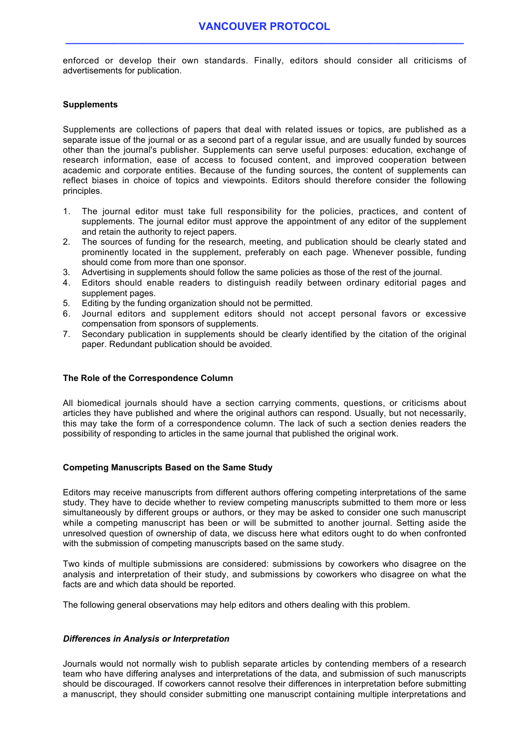enforced or develop their own standards. Finally, editors should consider all criticisms of advertisements for publication.

### Supplements

Supplements are collections of papers that deal with related issues or topics, are published as a separate issue of the journal or as a second part of a regular issue, and are usually funded by sources other than the journal's publisher. Supplements can serve useful purposes: education, exchange of research information, ease of access to focused content, and improved cooperation between academic and corporate entities. Because of the funding sources, the content of supplements can reflect biases in choice of topics and viewpoints. Editors should therefore consider the following principles.

1. The journal editor must take full responsibility for the policies, practices, and content of supplements. The journal editor must approve the appointment of any editor of the supplement and retain the authority to reject papers.
2. The sources of funding for the research, meeting, and publication should be clearly stated and prominently located in the supplement, preferably on each page. Whenever possible, funding should come from more than one sponsor.
3. Advertising in supplements should follow the same policies as those of the rest of the journal.
4. Editors should enable readers to distinguish readily between ordinary editorial pages and supplement pages.
5. Editing by the funding organization should not be permitted.
6. Journal editors and supplement editors should not accept personal favors or excessive compensation from sponsors of supplements.
7. Secondary publication in supplements should be clearly identified by the citation of the original paper. Redundant publication should be avoided.

### The Role of the Correspondence Column

All biomedical journals should have a section carrying comments, questions, or criticisms about articles they have published and where the original authors can respond. Usually, but not necessarily, this may take the form of a correspondence column. The lack of such a section denies readers the possibility of responding to articles in the same journal that published the original work.

### Competing Manuscripts Based on the Same Study

Editors may receive manuscripts from different authors offering competing interpretations of the same study. They have to decide whether to review competing manuscripts submitted to them more or less simultaneously by different groups or authors, or they may be asked to consider one such manuscript while a competing manuscript has been or will be submitted to another journal. Setting aside the unresolved question of ownership of data, we discuss here what editors ought to do when confronted with the submission of competing manuscripts based on the same study.

Two kinds of multiple submissions are considered: submissions by coworkers who disagree on the analysis and interpretation of their study, and submissions by coworkers who disagree on what the facts are and which data should be reported.

The following general observations may help editors and others dealing with this problem.

#### *Differences in Analysis or Interpretation*

Journals would not normally wish to publish separate articles by contending members of a research team who have differing analyses and interpretations of the data, and submission of such manuscripts should be discouraged. If coworkers cannot resolve their differences in interpretation before submitting a manuscript, they should consider submitting one manuscript containing multiple interpretations and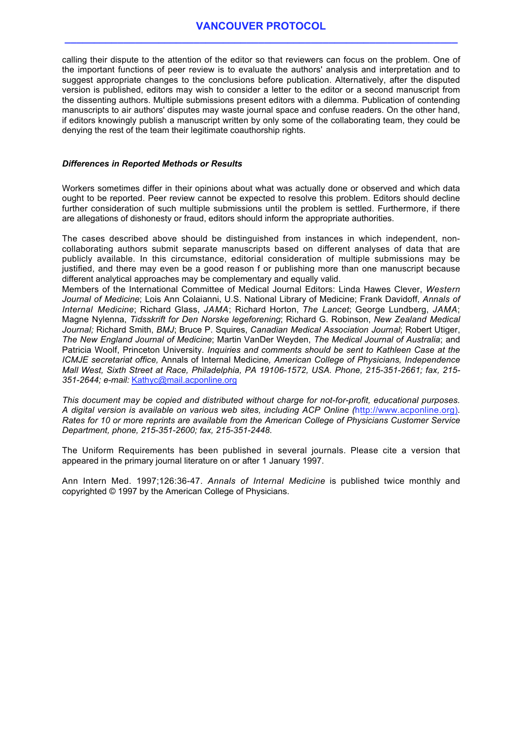calling their dispute to the attention of the editor so that reviewers can focus on the problem. One of the important functions of peer review is to evaluate the authors' analysis and interpretation and to suggest appropriate changes to the conclusions before publication. Alternatively, after the disputed version is published, editors may wish to consider a letter to the editor or a second manuscript from the dissenting authors. Multiple submissions present editors with a dilemma. Publication of contending manuscripts to air authors' disputes may waste journal space and confuse readers. On the other hand, if editors knowingly publish a manuscript written by only some of the collaborating team, they could be denying the rest of the team their legitimate coauthorship rights.

***Differences in Reported Methods or Results***

Workers sometimes differ in their opinions about what was actually done or observed and which data ought to be reported. Peer review cannot be expected to resolve this problem. Editors should decline further consideration of such multiple submissions until the problem is settled. Furthermore, if there are allegations of dishonesty or fraud, editors should inform the appropriate authorities.

The cases described above should be distinguished from instances in which independent, non-collaborating authors submit separate manuscripts based on different analyses of data that are publicly available. In this circumstance, editorial consideration of multiple submissions may be justified, and there may even be a good reason f or publishing more than one manuscript because different analytical approaches may be complementary and equally valid.

Members of the International Committee of Medical Journal Editors: Linda Hawes Clever, *Western Journal of Medicine*; Lois Ann Colaianni, U.S. National Library of Medicine; Frank Davidoff, *Annals of Internal Medicine*; Richard Glass, *JAMA*; Richard Horton, *The Lancet*; George Lundberg, *JAMA*; Magne Nylenna, *Tidsskrift for Den Norske legeforening*; Richard G. Robinson, *New Zealand Medical Journal;* Richard Smith, *BMJ*; Bruce P. Squires, *Canadian Medical Association Journal*; Robert Utiger, *The New England Journal of Medicine*; Martin VanDer Weyden, *The Medical Journal of Australia*; and Patricia Woolf, Princeton University. *Inquiries and comments should be sent to Kathleen Case at the ICMJE secretariat office,* Annals of Internal Medicine*, American College of Physicians, Independence Mall West, Sixth Street at Race, Philadelphia, PA 19106-1572, USA. Phone, 215-351-2661; fax, 215-351-2644; e-mail:* Kathyc@mail.acponline.org

*This document may be copied and distributed without charge for not-for-profit, educational purposes. A digital version is available on various web sites, including ACP Online (*http://www.acponline.org)*. Rates for 10 or more reprints are available from the American College of Physicians Customer Service Department, phone, 215-351-2600; fax, 215-351-2448.*

The Uniform Requirements has been published in several journals. Please cite a version that appeared in the primary journal literature on or after 1 January 1997.

Ann Intern Med. 1997;126:36-47. *Annals of Internal Medicine* is published twice monthly and copyrighted © 1997 by the American College of Physicians.